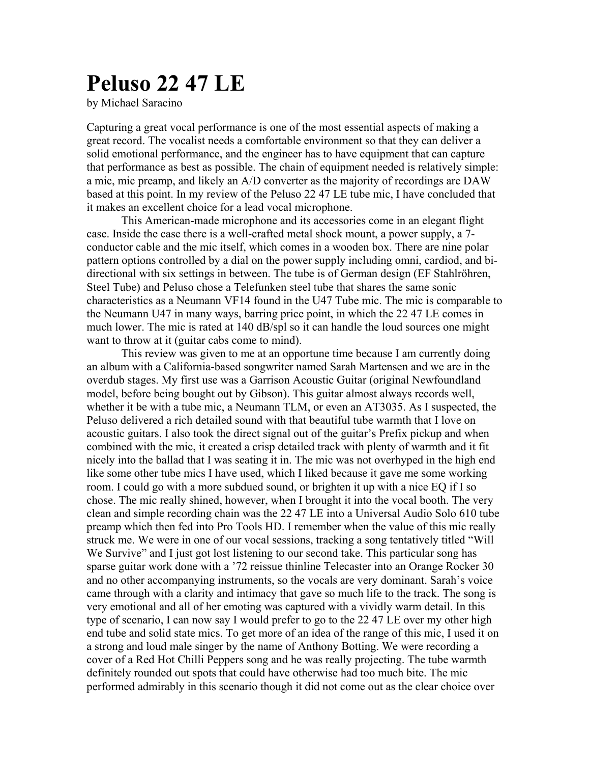# Peluso 22 47 LE

by Michael Saracino

Capturing a great vocal performance is one of the most essential aspects of making a great record. The vocalist needs a comfortable environment so that they can deliver a solid emotional performance, and the engineer has to have equipment that can capture that performance as best as possible. The chain of equipment needed is relatively simple: a mic, mic preamp, and likely an A/D converter as the majority of recordings are DAW based at this point. In my review of the Peluso 22 47 LE tube mic, I have concluded that it makes an excellent choice for a lead vocal microphone.

This American-made microphone and its accessories come in an elegant flight case. Inside the case there is a well-crafted metal shock mount, a power supply, a 7-conductor cable and the mic itself, which comes in a wooden box. There are nine polar pattern options controlled by a dial on the power supply including omni, cardiod, and bi-directional with six settings in between. The tube is of German design (EF Stahlröhren, Steel Tube) and Peluso chose a Telefunken steel tube that shares the same sonic characteristics as a Neumann VF14 found in the U47 Tube mic. The mic is comparable to the Neumann U47 in many ways, barring price point, in which the 22 47 LE comes in much lower. The mic is rated at 140 dB/spl so it can handle the loud sources one might want to throw at it (guitar cabs come to mind).

This review was given to me at an opportune time because I am currently doing an album with a California-based songwriter named Sarah Martensen and we are in the overdub stages. My first use was a Garrison Acoustic Guitar (original Newfoundland model, before being bought out by Gibson). This guitar almost always records well, whether it be with a tube mic, a Neumann TLM, or even an AT3035. As I suspected, the Peluso delivered a rich detailed sound with that beautiful tube warmth that I love on acoustic guitars. I also took the direct signal out of the guitar's Prefix pickup and when combined with the mic, it created a crisp detailed track with plenty of warmth and it fit nicely into the ballad that I was seating it in. The mic was not overhyped in the high end like some other tube mics I have used, which I liked because it gave me some working room. I could go with a more subdued sound, or brighten it up with a nice EQ if I so chose. The mic really shined, however, when I brought it into the vocal booth. The very clean and simple recording chain was the 22 47 LE into a Universal Audio Solo 610 tube preamp which then fed into Pro Tools HD. I remember when the value of this mic really struck me. We were in one of our vocal sessions, tracking a song tentatively titled "Will We Survive" and I just got lost listening to our second take. This particular song has sparse guitar work done with a '72 reissue thinline Telecaster into an Orange Rocker 30 and no other accompanying instruments, so the vocals are very dominant. Sarah's voice came through with a clarity and intimacy that gave so much life to the track. The song is very emotional and all of her emoting was captured with a vividly warm detail. In this type of scenario, I can now say I would prefer to go to the 22 47 LE over my other high end tube and solid state mics. To get more of an idea of the range of this mic, I used it on a strong and loud male singer by the name of Anthony Botting. We were recording a cover of a Red Hot Chilli Peppers song and he was really projecting. The tube warmth definitely rounded out spots that could have otherwise had too much bite. The mic performed admirably in this scenario though it did not come out as the clear choice over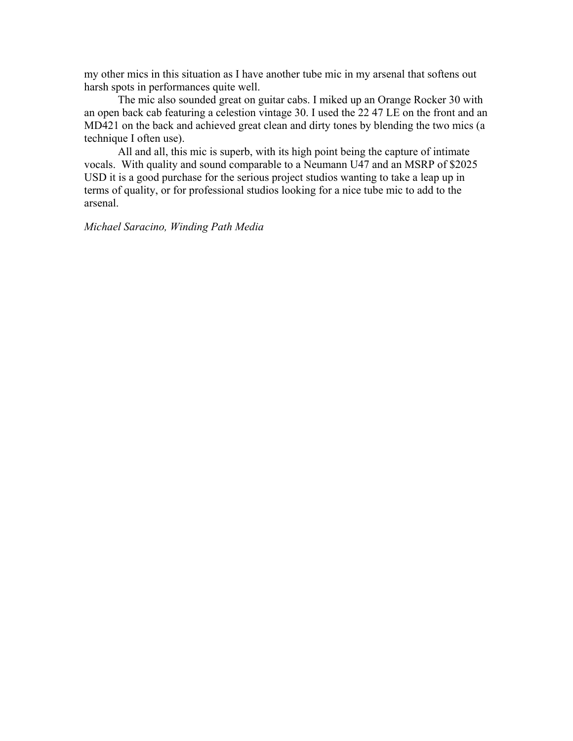my other mics in this situation as I have another tube mic in my arsenal that softens out harsh spots in performances quite well.

The mic also sounded great on guitar cabs. I miked up an Orange Rocker 30 with an open back cab featuring a celestion vintage 30. I used the 22 47 LE on the front and an MD421 on the back and achieved great clean and dirty tones by blending the two mics (a technique I often use).

All and all, this mic is superb, with its high point being the capture of intimate vocals. With quality and sound comparable to a Neumann U47 and an MSRP of $2025 USD it is a good purchase for the serious project studios wanting to take a leap up in terms of quality, or for professional studios looking for a nice tube mic to add to the arsenal.

*Michael Saracino, Winding Path Media*